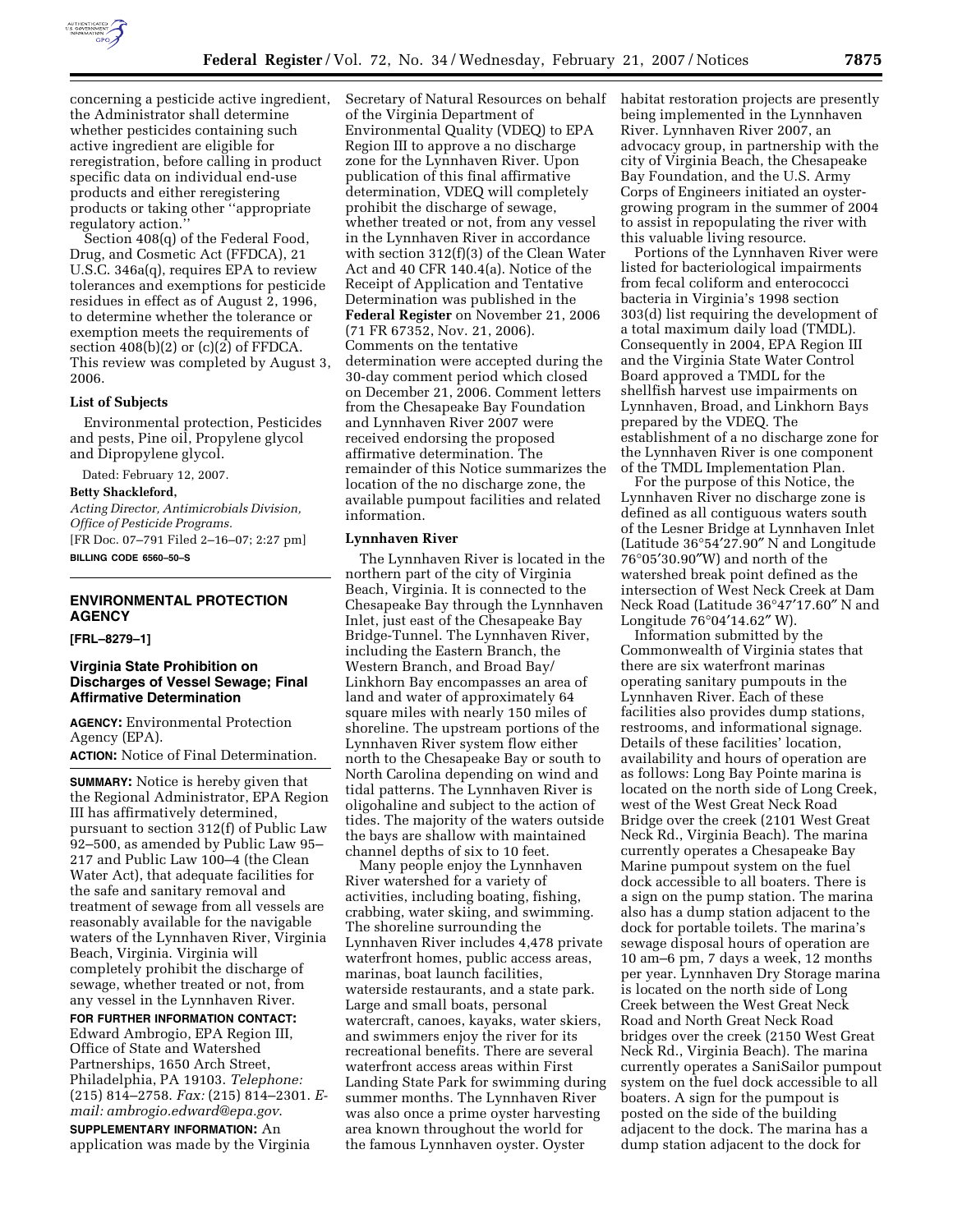concerning a pesticide active ingredient, the Administrator shall determine whether pesticides containing such active ingredient are eligible for reregistration, before calling in product specific data on individual end-use products and either reregistering products or taking other "appropriate regulatory action."

Section 408(q) of the Federal Food, Drug, and Cosmetic Act (FFDCA), 21 U.S.C. 346a(q), requires EPA to review tolerances and exemptions for pesticide residues in effect as of August 2, 1996, to determine whether the tolerance or exemption meets the requirements of section 408(b)(2) or (c)(2) of FFDCA. This review was completed by August 3, 2006.

**List of Subjects**

Environmental protection, Pesticides and pests, Pine oil, Propylene glycol and Dipropylene glycol.

Dated: February 12, 2007.

**Betty Shackleford,**

*Acting Director, Antimicrobials Division, Office of Pesticide Programs.*

[FR Doc. 07–791 Filed 2–16–07; 2:27 pm]

**BILLING CODE 6560–50–S**

---

## ENVIRONMENTAL PROTECTION AGENCY

**[FRL–8279–1]**

## Virginia State Prohibition on Discharges of Vessel Sewage; Final Affirmative Determination

**AGENCY:** Environmental Protection Agency (EPA).

**ACTION:** Notice of Final Determination.

**SUMMARY:** Notice is hereby given that the Regional Administrator, EPA Region III has affirmatively determined, pursuant to section 312(f) of Public Law 92–500, as amended by Public Law 95–217 and Public Law 100–4 (the Clean Water Act), that adequate facilities for the safe and sanitary removal and treatment of sewage from all vessels are reasonably available for the navigable waters of the Lynnhaven River, Virginia Beach, Virginia. Virginia will completely prohibit the discharge of sewage, whether treated or not, from any vessel in the Lynnhaven River.

**FOR FURTHER INFORMATION CONTACT:** Edward Ambrogio, EPA Region III, Office of State and Watershed Partnerships, 1650 Arch Street, Philadelphia, PA 19103. *Telephone:* (215) 814–2758. *Fax:* (215) 814–2301. *E-mail: ambrogio.edward@epa.gov*.

**SUPPLEMENTARY INFORMATION:** An application was made by the Virginia Secretary of Natural Resources on behalf of the Virginia Department of Environmental Quality (VDEQ) to EPA Region III to approve a no discharge zone for the Lynnhaven River. Upon publication of this final affirmative determination, VDEQ will completely prohibit the discharge of sewage, whether treated or not, from any vessel in the Lynnhaven River in accordance with section 312(f)(3) of the Clean Water Act and 40 CFR 140.4(a). Notice of the Receipt of Application and Tentative Determination was published in the **Federal Register** on November 21, 2006 (71 FR 67352, Nov. 21, 2006). Comments on the tentative determination were accepted during the 30-day comment period which closed on December 21, 2006. Comment letters from the Chesapeake Bay Foundation and Lynnhaven River 2007 were received endorsing the proposed affirmative determination. The remainder of this Notice summarizes the location of the no discharge zone, the available pumpout facilities and related information.

**Lynnhaven River**

The Lynnhaven River is located in the northern part of the city of Virginia Beach, Virginia. It is connected to the Chesapeake Bay through the Lynnhaven Inlet, just east of the Chesapeake Bay Bridge-Tunnel. The Lynnhaven River, including the Eastern Branch, the Western Branch, and Broad Bay/Linkhorn Bay encompasses an area of land and water of approximately 64 square miles with nearly 150 miles of shoreline. The upstream portions of the Lynnhaven River system flow either north to the Chesapeake Bay or south to North Carolina depending on wind and tidal patterns. The Lynnhaven River is oligohaline and subject to the action of tides. The majority of the waters outside the bays are shallow with maintained channel depths of six to 10 feet.

Many people enjoy the Lynnhaven River watershed for a variety of activities, including boating, fishing, crabbing, water skiing, and swimming. The shoreline surrounding the Lynnhaven River includes 4,478 private waterfront homes, public access areas, marinas, boat launch facilities, waterside restaurants, and a state park. Large and small boats, personal watercraft, canoes, kayaks, water skiers, and swimmers enjoy the river for its recreational benefits. There are several waterfront access areas within First Landing State Park for swimming during summer months. The Lynnhaven River was also once a prime oyster harvesting area known throughout the world for the famous Lynnhaven oyster. Oyster habitat restoration projects are presently being implemented in the Lynnhaven River. Lynnhaven River 2007, an advocacy group, in partnership with the city of Virginia Beach, the Chesapeake Bay Foundation, and the U.S. Army Corps of Engineers initiated an oyster-growing program in the summer of 2004 to assist in repopulating the river with this valuable living resource.

Portions of the Lynnhaven River were listed for bacteriological impairments from fecal coliform and enterococci bacteria in Virginia's 1998 section 303(d) list requiring the development of a total maximum daily load (TMDL). Consequently in 2004, EPA Region III and the Virginia State Water Control Board approved a TMDL for the shellfish harvest use impairments on Lynnhaven, Broad, and Linkhorn Bays prepared by the VDEQ. The establishment of a no discharge zone for the Lynnhaven River is one component of the TMDL Implementation Plan.

For the purpose of this Notice, the Lynnhaven River no discharge zone is defined as all contiguous waters south of the Lesner Bridge at Lynnhaven Inlet (Latitude 36°54′27.90″ N and Longitude 76°05′30.90″W) and north of the watershed break point defined as the intersection of West Neck Creek at Dam Neck Road (Latitude 36°47′17.60″ N and Longitude 76°04′14.62″ W).

Information submitted by the Commonwealth of Virginia states that there are six waterfront marinas operating sanitary pumpouts in the Lynnhaven River. Each of these facilities also provides dump stations, restrooms, and informational signage. Details of these facilities' location, availability and hours of operation are as follows: Long Bay Pointe marina is located on the north side of Long Creek, west of the West Great Neck Road Bridge over the creek (2101 West Great Neck Rd., Virginia Beach). The marina currently operates a Chesapeake Bay Marine pumpout system on the fuel dock accessible to all boaters. There is a sign on the pump station. The marina also has a dump station adjacent to the dock for portable toilets. The marina's sewage disposal hours of operation are 10 am–6 pm, 7 days a week, 12 months per year. Lynnhaven Dry Storage marina is located on the north side of Long Creek between the West Great Neck Road and North Great Neck Road bridges over the creek (2150 West Great Neck Rd., Virginia Beach). The marina currently operates a SaniSailor pumpout system on the fuel dock accessible to all boaters. A sign for the pumpout is posted on the side of the building adjacent to the dock. The marina has a dump station adjacent to the dock for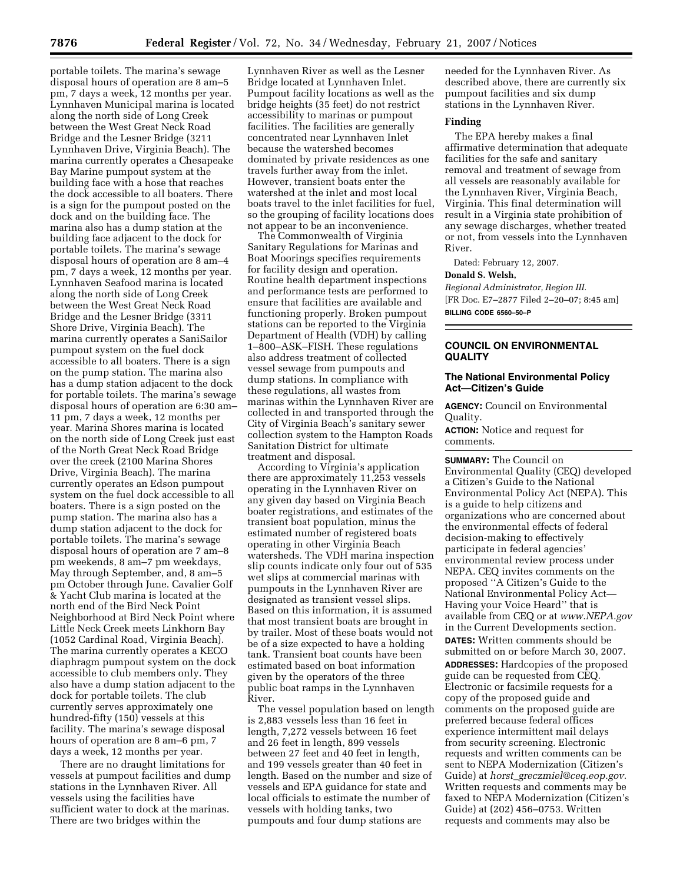portable toilets. The marina's sewage disposal hours of operation are 8 am–5 pm, 7 days a week, 12 months per year. Lynnhaven Municipal marina is located along the north side of Long Creek between the West Great Neck Road Bridge and the Lesner Bridge (3211 Lynnhaven Drive, Virginia Beach). The marina currently operates a Chesapeake Bay Marine pumpout system at the building face with a hose that reaches the dock accessible to all boaters. There is a sign for the pumpout posted on the dock and on the building face. The marina also has a dump station at the building face adjacent to the dock for portable toilets. The marina's sewage disposal hours of operation are 8 am–4 pm, 7 days a week, 12 months per year. Lynnhaven Seafood marina is located along the north side of Long Creek between the West Great Neck Road Bridge and the Lesner Bridge (3311 Shore Drive, Virginia Beach). The marina currently operates a SaniSailor pumpout system on the fuel dock accessible to all boaters. There is a sign on the pump station. The marina also has a dump station adjacent to the dock for portable toilets. The marina's sewage disposal hours of operation are 6:30 am–11 pm, 7 days a week, 12 months per year. Marina Shores marina is located on the north side of Long Creek just east of the North Great Neck Road Bridge over the creek (2100 Marina Shores Drive, Virginia Beach). The marina currently operates an Edson pumpout system on the fuel dock accessible to all boaters. There is a sign posted on the pump station. The marina also has a dump station adjacent to the dock for portable toilets. The marina's sewage disposal hours of operation are 7 am–8 pm weekends, 8 am–7 pm weekdays, May through September, and, 8 am–5 pm October through June. Cavalier Golf & Yacht Club marina is located at the north end of the Bird Neck Point Neighborhood at Bird Neck Point where Little Neck Creek meets Linkhorn Bay (1052 Cardinal Road, Virginia Beach). The marina currently operates a KECO diaphragm pumpout system on the dock accessible to club members only. They also have a dump station adjacent to the dock for portable toilets. The club currently serves approximately one hundred-fifty (150) vessels at this facility. The marina's sewage disposal hours of operation are 8 am–6 pm, 7 days a week, 12 months per year.

There are no draught limitations for vessels at pumpout facilities and dump stations in the Lynnhaven River. All vessels using the facilities have sufficient water to dock at the marinas. There are two bridges within the Lynnhaven River as well as the Lesner Bridge located at Lynnhaven Inlet. Pumpout facility locations as well as the bridge heights (35 feet) do not restrict accessibility to marinas or pumpout facilities. The facilities are generally concentrated near Lynnhaven Inlet because the watershed becomes dominated by private residences as one travels further away from the inlet. However, transient boats enter the watershed at the inlet and most local boats travel to the inlet facilities for fuel, so the grouping of facility locations does not appear to be an inconvenience.

The Commonwealth of Virginia Sanitary Regulations for Marinas and Boat Moorings specifies requirements for facility design and operation. Routine health department inspections and performance tests are performed to ensure that facilities are available and functioning properly. Broken pumpout stations can be reported to the Virginia Department of Health (VDH) by calling 1–800–ASK–FISH. These regulations also address treatment of collected vessel sewage from pumpouts and dump stations. In compliance with these regulations, all wastes from marinas within the Lynnhaven River are collected in and transported through the City of Virginia Beach's sanitary sewer collection system to the Hampton Roads Sanitation District for ultimate treatment and disposal.

According to Virginia's application there are approximately 11,253 vessels operating in the Lynnhaven River on any given day based on Virginia Beach boater registrations, and estimates of the transient boat population, minus the estimated number of registered boats operating in other Virginia Beach watersheds. The VDH marina inspection slip counts indicate only four out of 535 wet slips at commercial marinas with pumpouts in the Lynnhaven River are designated as transient vessel slips. Based on this information, it is assumed that most transient boats are brought in by trailer. Most of these boats would not be of a size expected to have a holding tank. Transient boat counts have been estimated based on boat information given by the operators of the three public boat ramps in the Lynnhaven River.

The vessel population based on length is 2,883 vessels less than 16 feet in length, 7,272 vessels between 16 feet and 26 feet in length, 899 vessels between 27 feet and 40 feet in length, and 199 vessels greater than 40 feet in length. Based on the number and size of vessels and EPA guidance for state and local officials to estimate the number of vessels with holding tanks, two pumpouts and four dump stations are needed for the Lynnhaven River. As described above, there are currently six pumpout facilities and six dump stations in the Lynnhaven River.

### Finding

The EPA hereby makes a final affirmative determination that adequate facilities for the safe and sanitary removal and treatment of sewage from all vessels are reasonably available for the Lynnhaven River, Virginia Beach, Virginia. This final determination will result in a Virginia state prohibition of any sewage discharges, whether treated or not, from vessels into the Lynnhaven River.

Dated: February 12, 2007.

**Donald S. Welsh,**

*Regional Administrator, Region III.*

[FR Doc. E7–2877 Filed 2–20–07; 8:45 am]

**BILLING CODE 6560–50–P**

## COUNCIL ON ENVIRONMENTAL QUALITY

### The National Environmental Policy Act—Citizen's Guide

**AGENCY:** Council on Environmental Quality.

**ACTION:** Notice and request for comments.

**SUMMARY:** The Council on Environmental Quality (CEQ) developed a Citizen's Guide to the National Environmental Policy Act (NEPA). This is a guide to help citizens and organizations who are concerned about the environmental effects of federal decision-making to effectively participate in federal agencies' environmental review process under NEPA. CEQ invites comments on the proposed ''A Citizen's Guide to the National Environmental Policy Act—Having your Voice Heard'' that is available from CEQ or at *www.NEPA.gov* in the Current Developments section.

**DATES:** Written comments should be submitted on or before March 30, 2007.

**ADDRESSES:** Hardcopies of the proposed guide can be requested from CEQ. Electronic or facsimile requests for a copy of the proposed guide and comments on the proposed guide are preferred because federal offices experience intermittent mail delays from security screening. Electronic requests and written comments can be sent to NEPA Modernization (Citizen's Guide) at *horst_greczmiel@ceq.eop.gov*. Written requests and comments may be faxed to NEPA Modernization (Citizen's Guide) at (202) 456–0753. Written requests and comments may also be